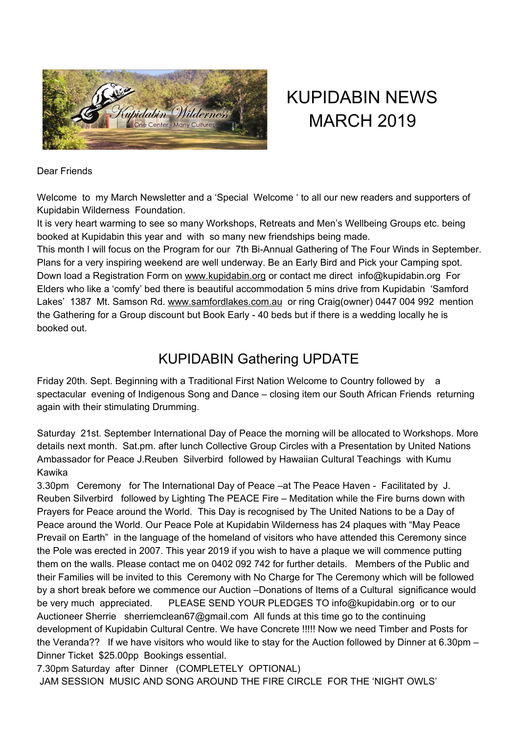# KUPIDABIN NEWS MARCH 2019

Dear Friends

Welcome to my March Newsletter and a 'Special Welcome ' to all our new readers and supporters of Kupidabin Wilderness Foundation.
It is very heart warming to see so many Workshops, Retreats and Men's Wellbeing Groups etc. being booked at Kupidabin this year and with so many new friendships being made.
This month I will focus on the Program for our 7th Bi-Annual Gathering of The Four Winds in September. Plans for a very inspiring weekend are well underway. Be an Early Bird and Pick your Camping spot. Down load a Registration Form on www.kupidabin.org or contact me direct info@kupidabin.org For Elders who like a 'comfy' bed there is beautiful accommodation 5 mins drive from Kupidabin 'Samford Lakes' 1387 Mt. Samson Rd. www.samfordlakes.com.au or ring Craig(owner) 0447 004 992 mention the Gathering for a Group discount but Book Early - 40 beds but if there is a wedding locally he is booked out.

## KUPIDABIN Gathering UPDATE

Friday 20th. Sept. Beginning with a Traditional First Nation Welcome to Country followed by a spectacular evening of Indigenous Song and Dance – closing item our South African Friends returning again with their stimulating Drumming.

Saturday 21st. September International Day of Peace the morning will be allocated to Workshops. More details next month. Sat.pm. after lunch Collective Group Circles with a Presentation by United Nations Ambassador for Peace J.Reuben Silverbird followed by Hawaiian Cultural Teachings with Kumu Kawika
3.30pm Ceremony for The International Day of Peace –at The Peace Haven - Facilitated by J. Reuben Silverbird followed by Lighting The PEACE Fire – Meditation while the Fire burns down with Prayers for Peace around the World. This Day is recognised by The United Nations to be a Day of Peace around the World. Our Peace Pole at Kupidabin Wilderness has 24 plaques with "May Peace Prevail on Earth" in the language of the homeland of visitors who have attended this Ceremony since the Pole was erected in 2007. This year 2019 if you wish to have a plaque we will commence putting them on the walls. Please contact me on 0402 092 742 for further details. Members of the Public and their Families will be invited to this Ceremony with No Charge for The Ceremony which will be followed by a short break before we commence our Auction –Donations of Items of a Cultural significance would be very much appreciated. PLEASE SEND YOUR PLEDGES TO info@kupidabin.org or to our Auctioneer Sherrie sherriemclean67@gmail.com All funds at this time go to the continuing development of Kupidabin Cultural Centre. We have Concrete !!!!! Now we need Timber and Posts for the Veranda?? If we have visitors who would like to stay for the Auction followed by Dinner at 6.30pm – Dinner Ticket $25.00pp Bookings essential.
7.30pm Saturday after Dinner (COMPLETELY OPTIONAL)
JAM SESSION MUSIC AND SONG AROUND THE FIRE CIRCLE FOR THE 'NIGHT OWLS'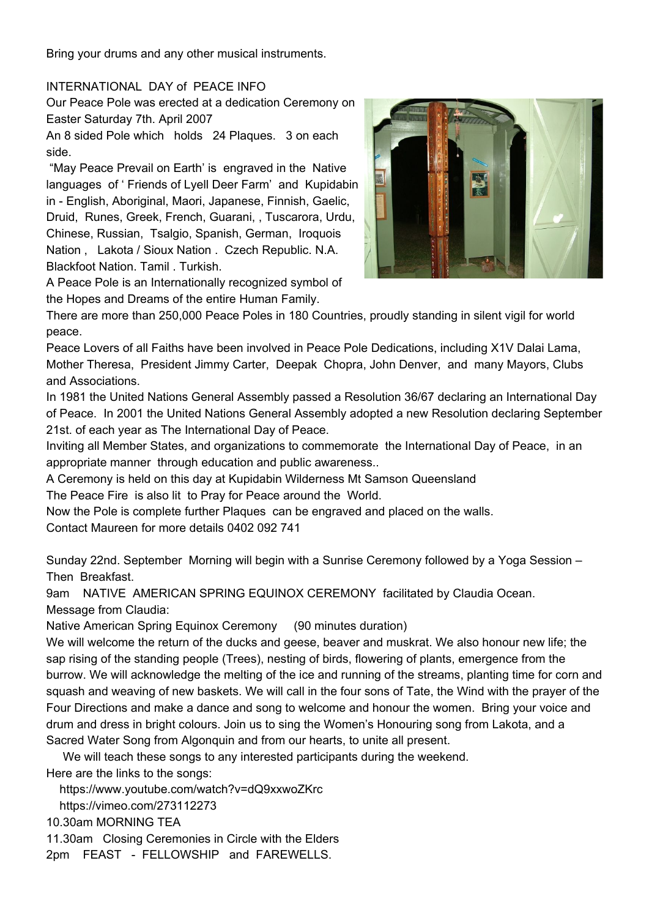Bring your drums and any other musical instruments.

INTERNATIONAL DAY of PEACE INFO

Our Peace Pole was erected at a dedication Ceremony on Easter Saturday 7th. April 2007

An 8 sided Pole which holds 24 Plaques. 3 on each side.

"May Peace Prevail on Earth' is engraved in the Native languages of ' Friends of Lyell Deer Farm' and Kupidabin in - English, Aboriginal, Maori, Japanese, Finnish, Gaelic, Druid, Runes, Greek, French, Guarani, , Tuscarora, Urdu, Chinese, Russian, Tsalgio, Spanish, German, Iroquois Nation , Lakota / Sioux Nation . Czech Republic. N.A. Blackfoot Nation. Tamil . Turkish.

A Peace Pole is an Internationally recognized symbol of the Hopes and Dreams of the entire Human Family.

There are more than 250,000 Peace Poles in 180 Countries, proudly standing in silent vigil for world peace.

Peace Lovers of all Faiths have been involved in Peace Pole Dedications, including X1V Dalai Lama, Mother Theresa, President Jimmy Carter, Deepak Chopra, John Denver, and many Mayors, Clubs and Associations.

In 1981 the United Nations General Assembly passed a Resolution 36/67 declaring an International Day of Peace. In 2001 the United Nations General Assembly adopted a new Resolution declaring September 21st. of each year as The International Day of Peace.

Inviting all Member States, and organizations to commemorate the International Day of Peace, in an appropriate manner through education and public awareness..

A Ceremony is held on this day at Kupidabin Wilderness Mt Samson Queensland

The Peace Fire is also lit to Pray for Peace around the World.

Now the Pole is complete further Plaques can be engraved and placed on the walls.

Contact Maureen for more details 0402 092 741

Sunday 22nd. September Morning will begin with a Sunrise Ceremony followed by a Yoga Session – Then Breakfast.

9am NATIVE AMERICAN SPRING EQUINOX CEREMONY facilitated by Claudia Ocean.

Message from Claudia:

Native American Spring Equinox Ceremony (90 minutes duration)

We will welcome the return of the ducks and geese, beaver and muskrat. We also honour new life; the sap rising of the standing people (Trees), nesting of birds, flowering of plants, emergence from the burrow. We will acknowledge the melting of the ice and running of the streams, planting time for corn and squash and weaving of new baskets. We will call in the four sons of Tate, the Wind with the prayer of the Four Directions and make a dance and song to welcome and honour the women. Bring your voice and drum and dress in bright colours. Join us to sing the Women's Honouring song from Lakota, and a Sacred Water Song from Algonquin and from our hearts, to unite all present.

We will teach these songs to any interested participants during the weekend.

Here are the links to the songs:

https://www.youtube.com/watch?v=dQ9xxwoZKrc

https://vimeo.com/273112273

10.30am MORNING TEA

11.30am Closing Ceremonies in Circle with the Elders

2pm FEAST - FELLOWSHIP and FAREWELLS.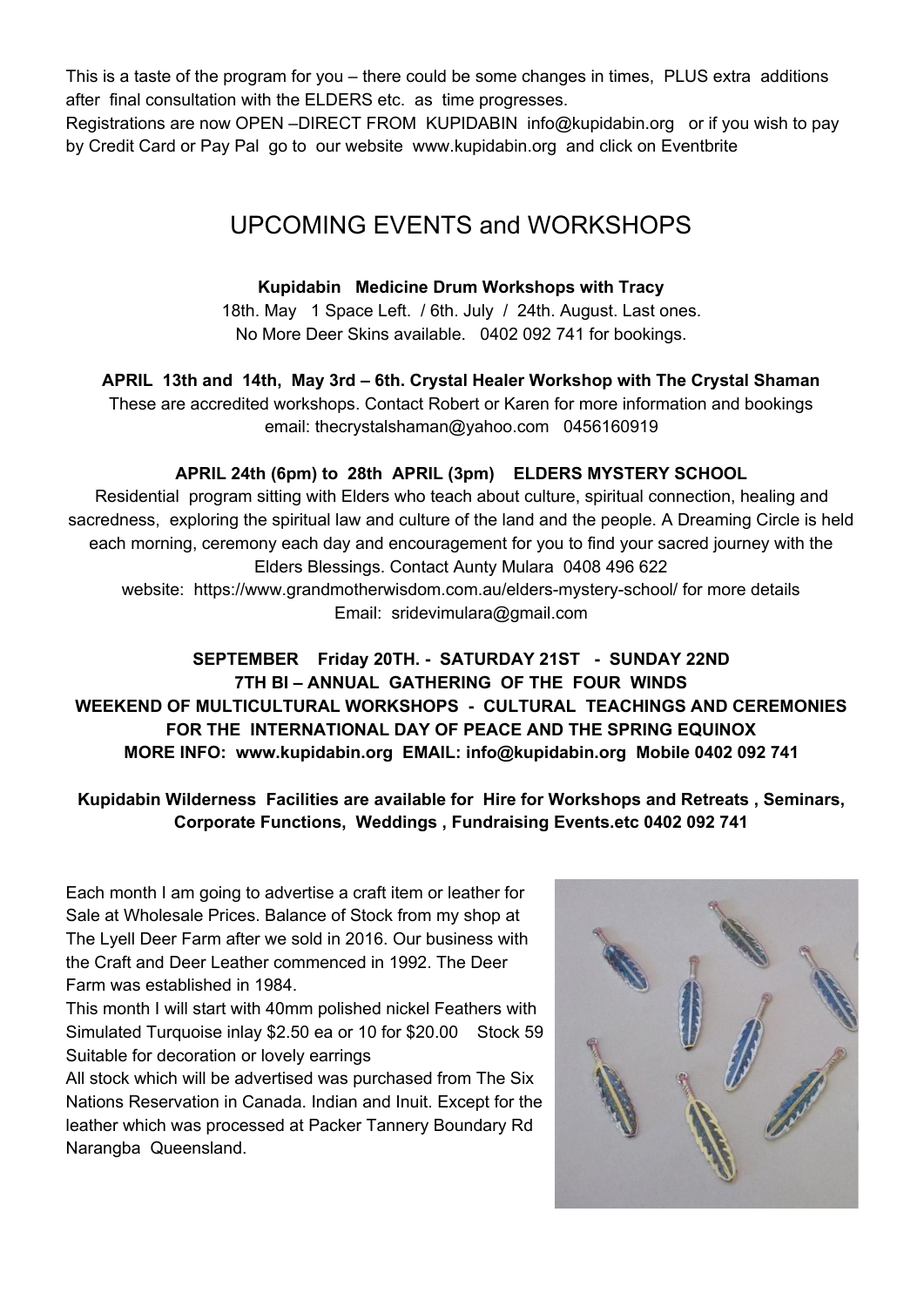This is a taste of the program for you – there could be some changes in times, PLUS extra additions after final consultation with the ELDERS etc. as time progresses.
Registrations are now OPEN –DIRECT FROM KUPIDABIN info@kupidabin.org or if you wish to pay by Credit Card or Pay Pal go to our website www.kupidabin.org and click on Eventbrite

## UPCOMING EVENTS and WORKSHOPS

**Kupidabin Medicine Drum Workshops with Tracy**
18th. May 1 Space Left. / 6th. July / 24th. August. Last ones.
No More Deer Skins available. 0402 092 741 for bookings.

**APRIL 13th and 14th, May 3rd – 6th. Crystal Healer Workshop with The Crystal Shaman**
These are accredited workshops. Contact Robert or Karen for more information and bookings
email: thecrystalshaman@yahoo.com 0456160919

**APRIL 24th (6pm) to 28th APRIL (3pm) ELDERS MYSTERY SCHOOL**
Residential program sitting with Elders who teach about culture, spiritual connection, healing and sacredness, exploring the spiritual law and culture of the land and the people. A Dreaming Circle is held each morning, ceremony each day and encouragement for you to find your sacred journey with the Elders Blessings. Contact Aunty Mulara 0408 496 622
website: https://www.grandmotherwisdom.com.au/elders-mystery-school/ for more details
Email: sridevimulara@gmail.com

**SEPTEMBER Friday 20TH. - SATURDAY 21ST - SUNDAY 22ND**
**7TH BI – ANNUAL GATHERING OF THE FOUR WINDS**
**WEEKEND OF MULTICULTURAL WORKSHOPS - CULTURAL TEACHINGS AND CEREMONIES FOR THE INTERNATIONAL DAY OF PEACE AND THE SPRING EQUINOX**
**MORE INFO: www.kupidabin.org EMAIL: info@kupidabin.org Mobile 0402 092 741**

**Kupidabin Wilderness Facilities are available for Hire for Workshops and Retreats , Seminars, Corporate Functions, Weddings , Fundraising Events.etc 0402 092 741**

Each month I am going to advertise a craft item or leather for Sale at Wholesale Prices. Balance of Stock from my shop at The Lyell Deer Farm after we sold in 2016. Our business with the Craft and Deer Leather commenced in 1992. The Deer Farm was established in 1984.
This month I will start with 40mm polished nickel Feathers with Simulated Turquoise inlay $2.50 ea or 10 for $20.00 Stock 59
Suitable for decoration or lovely earrings
All stock which will be advertised was purchased from The Six Nations Reservation in Canada. Indian and Inuit. Except for the leather which was processed at Packer Tannery Boundary Rd Narangba Queensland.